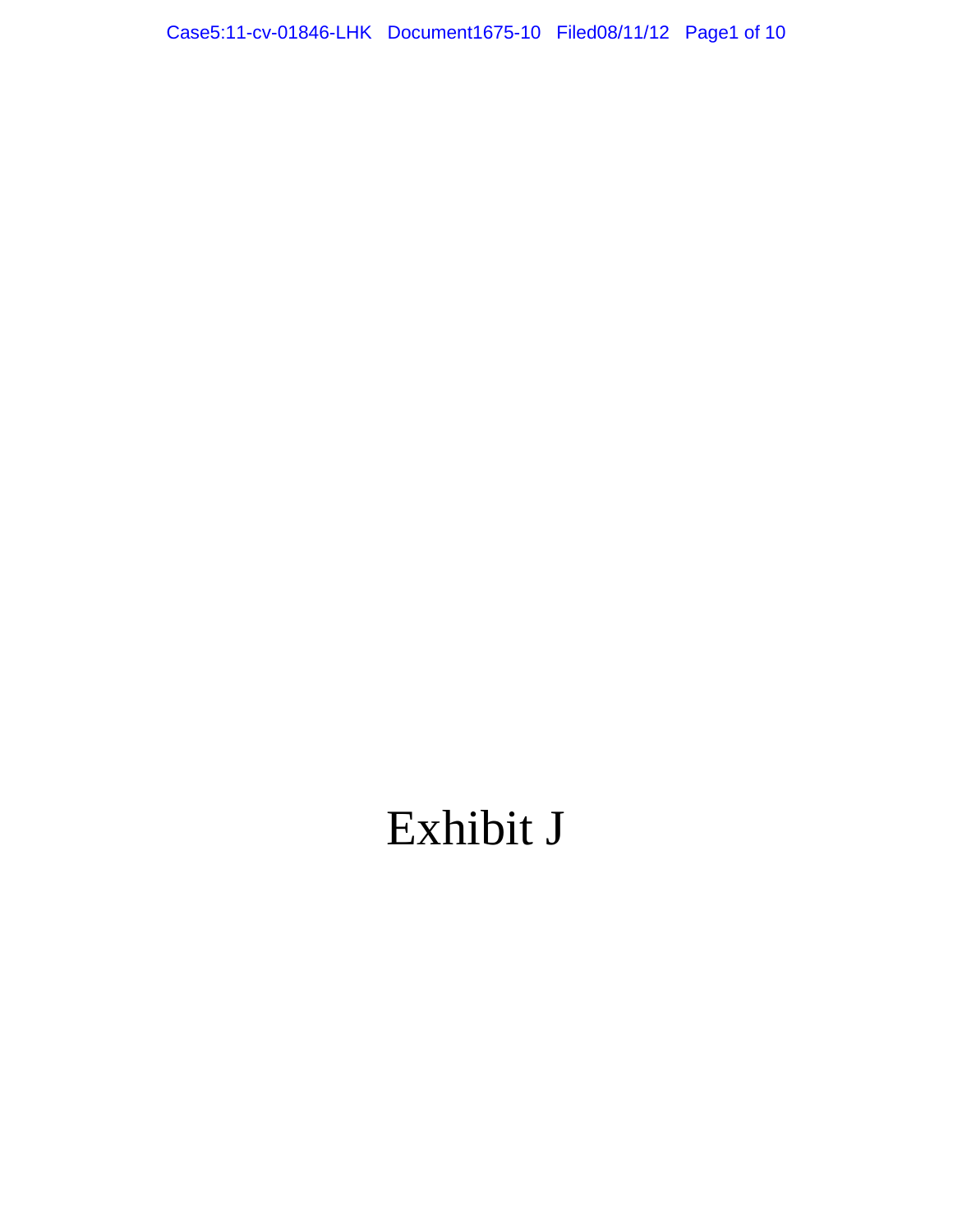# Exhibit J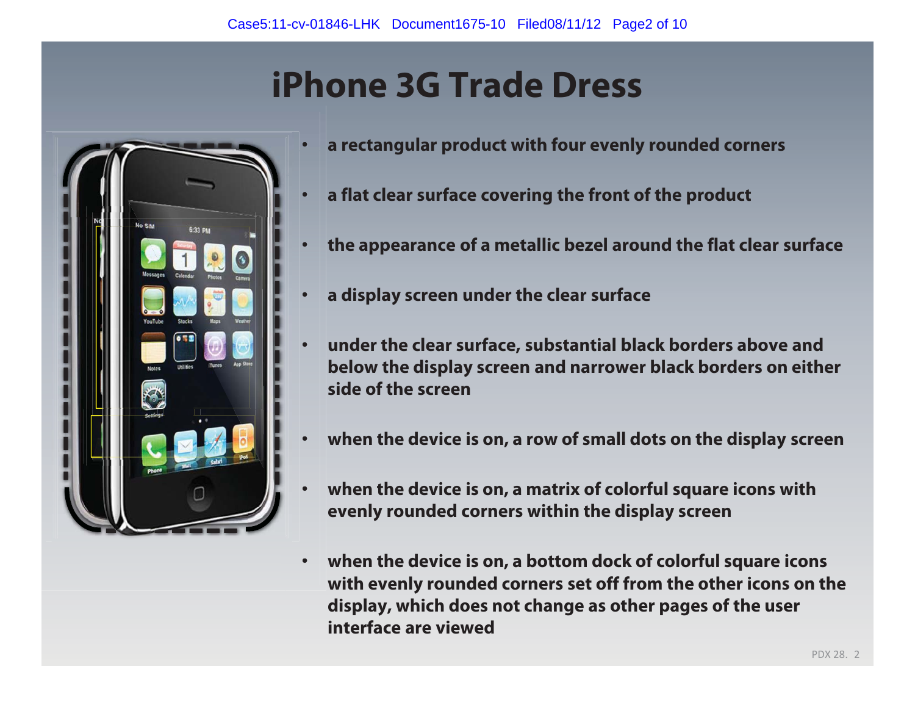# iPhone 3G Trade Dress

- a rectangular product with four evenly rounded corners
- a flat clear surface covering the front of the product
- the appearance of a metallic bezel around the flat clear surface
- a display screen under the clear surface
- under the clear surface, substantial black borders above and below the display screen and narrower black borders on either side of the screen
- when the device is on, a row of small dots on the display screen
- when the device is on, a matrix of colorful square icons with evenly rounded corners within the display screen
- when the device is on, a bottom dock of colorful square icons with evenly rounded corners set off from the other icons on the display, which does not change as other pages of the user interface are viewed

PDX 28. 2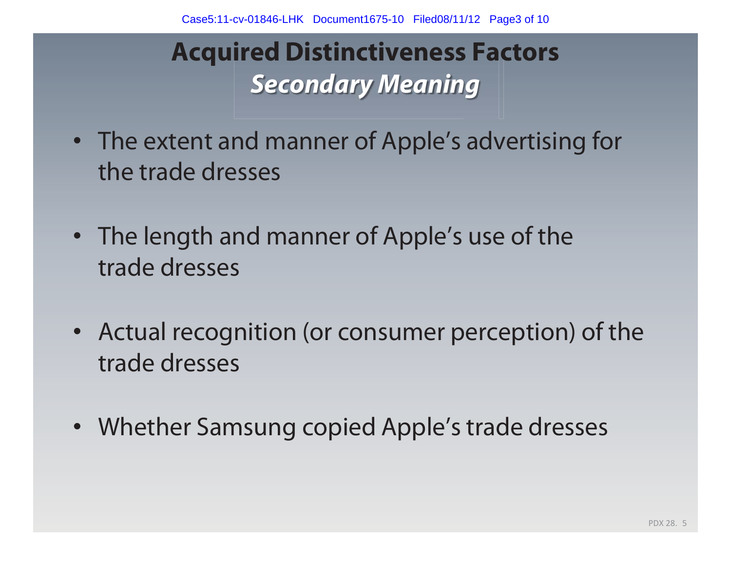# Acquired Distinctiveness Factors

## *Secondary Meaning*

- The extent and manner of Apple's advertising for the trade dresses
- The length and manner of Apple's use of the trade dresses
- Actual recognition (or consumer perception) of the trade dresses
- Whether Samsung copied Apple's trade dresses

PDX 28. 5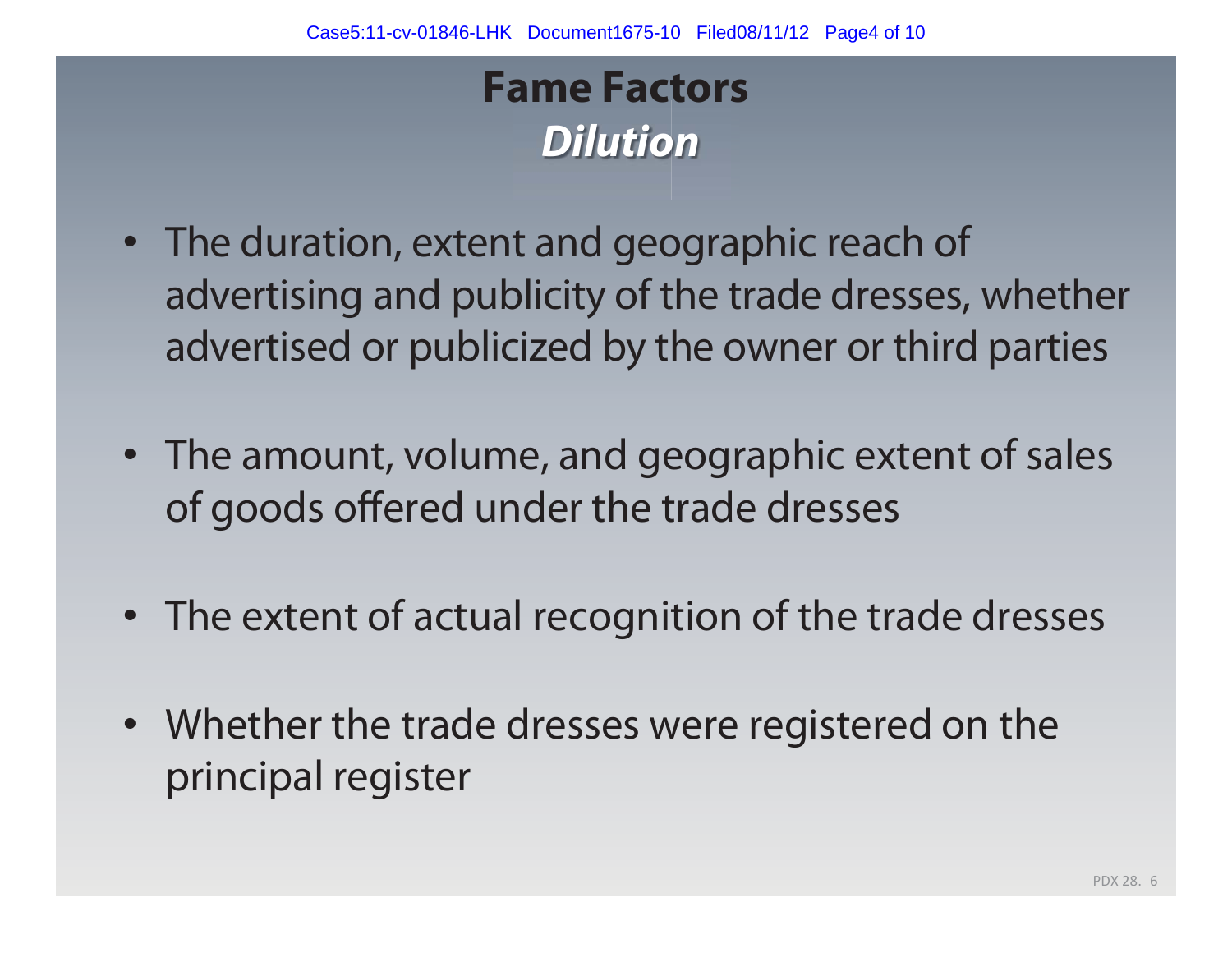# Fame Factors

## *Dilution*

- The duration, extent and geographic reach of advertising and publicity of the trade dresses, whether advertised or publicized by the owner or third parties

- The amount, volume, and geographic extent of sales of goods offered under the trade dresses

- The extent of actual recognition of the trade dresses

- Whether the trade dresses were registered on the principal register

PDX 28. 6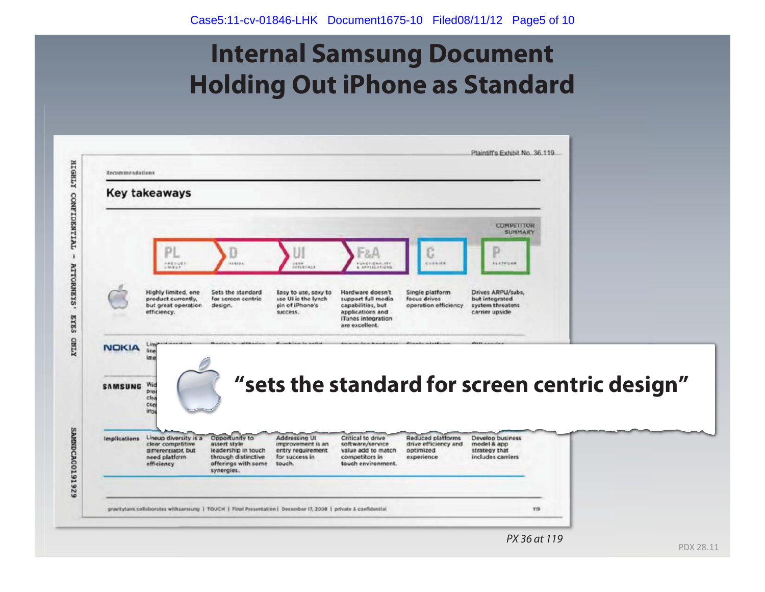# Internal Samsung Document Holding Out iPhone as Standard

Plaintiff's Exhibit No. 36.119

HIGHLY CONFIDENTIAL – ATTORNEYS' EYES ONLY

Recommendations

## Key takeaways

COMPETITOR SUMMARY

| | PL (PRODUCT LINEUP) | D (DESIGN) | UI (USER INTERFACE) | F&A (FUNCTIONALITY & APPLICATIONS) | C (CARRIER) | P (PLATFORM) |
|---|---|---|---|---|---|---|
| Apple | Highly limited, one product currently, but great operation efficiency. | Sets the standard for screen centric design. | Easy to use, sexy to use UI is the lynch pin of iPhone's success. | Hardware doesn't support full media capabilities, but applications and iTunes integration are excellent. | Single platform focus drives operation efficiency | Drives ARPU/subs, but integrated system threatens carrier upside |
| NOKIA | Lin... | | | | | |
| SAMSUNG | Wid... | | | | | |
| Implications | Lineup diversity is a clear competitive differentiator, but need platform efficiency | Opportunity to assert style leadership in touch through distinctive offerings with some synergies. | Addressing UI improvement is an entry requirement for success in touch. | Critical to drive software/service value add to match competitors in touch environment. | Reduced platforms drive efficiency and optimized experience | Develop business model & app strategy that includes carriers |

**"sets the standard for screen centric design"**

gravitytank collaborates withsamsung | TOUCH | Final Presentation | December 17, 2008 | private & confidential 119

SAMNDCA00191929

*PX 36 at 119*

PDX 28.11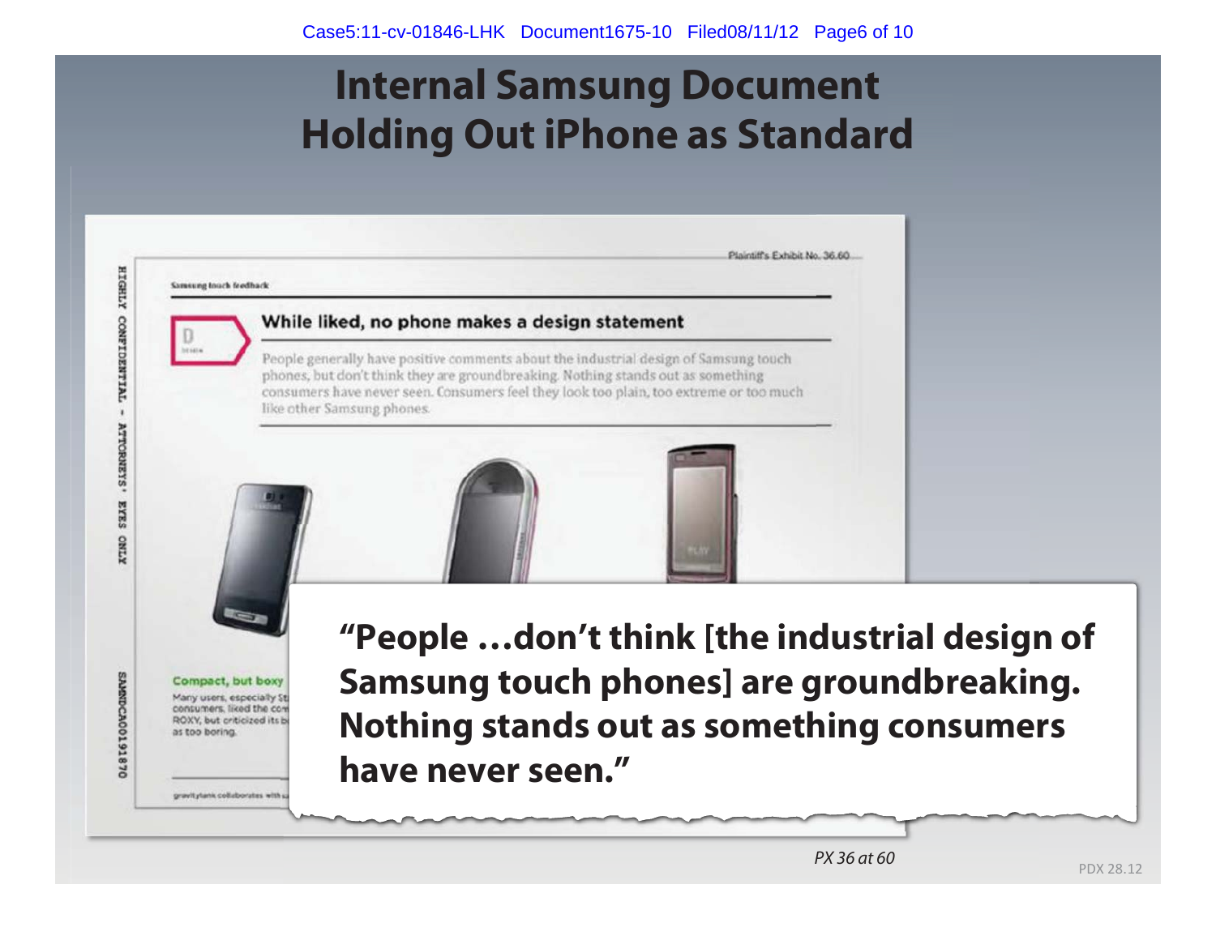# Internal Samsung Document Holding Out iPhone as Standard

Plaintiff's Exhibit No. 36.60

HIGHLY CONFIDENTIAL - ATTORNEYS' EYES ONLY

Samsung touch feedback

D
DESIGN

## While liked, no phone makes a design statement

People generally have positive comments about the industrial design of Samsung touch phones, but don't think they are groundbreaking. Nothing stands out as something consumers have never seen. Consumers feel they look too plain, too extreme or too much like other Samsung phones.

**Compact, but boxy**

Many users, especially St... consumers, liked the com... ROXY, but criticized its b... as too boring.

gravitytank collaborates with s...

SAMNDCA00191870

**"People …don't think [the industrial design of Samsung touch phones] are groundbreaking. Nothing stands out as something consumers have never seen."**

*PX 36 at 60*

PDX 28.12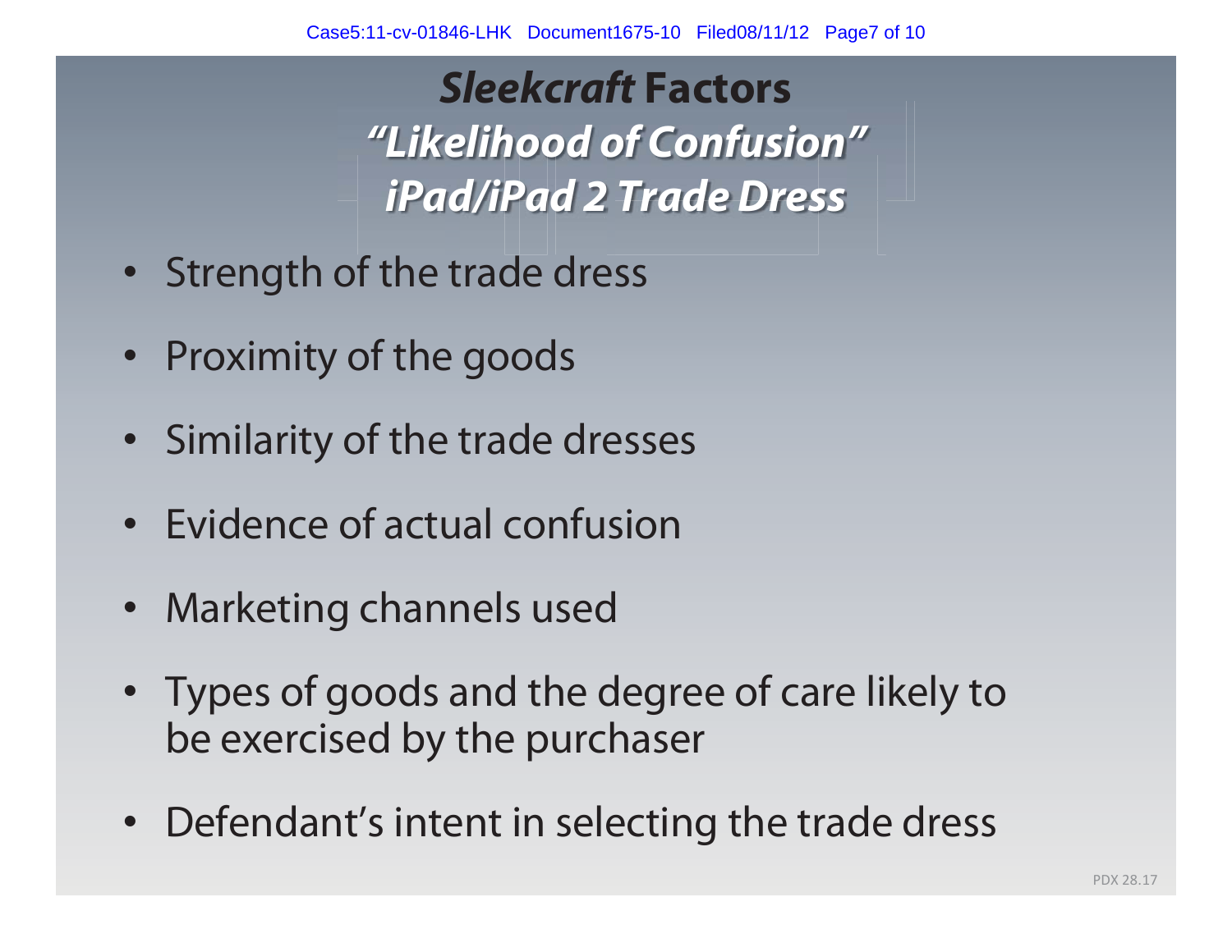# *Sleekcraft* Factors
## *"Likelihood of Confusion"*
## *iPad/iPad 2 Trade Dress*

- Strength of the trade dress
- Proximity of the goods
- Similarity of the trade dresses
- Evidence of actual confusion
- Marketing channels used
- Types of goods and the degree of care likely to be exercised by the purchaser
- Defendant's intent in selecting the trade dress

PDX 28.17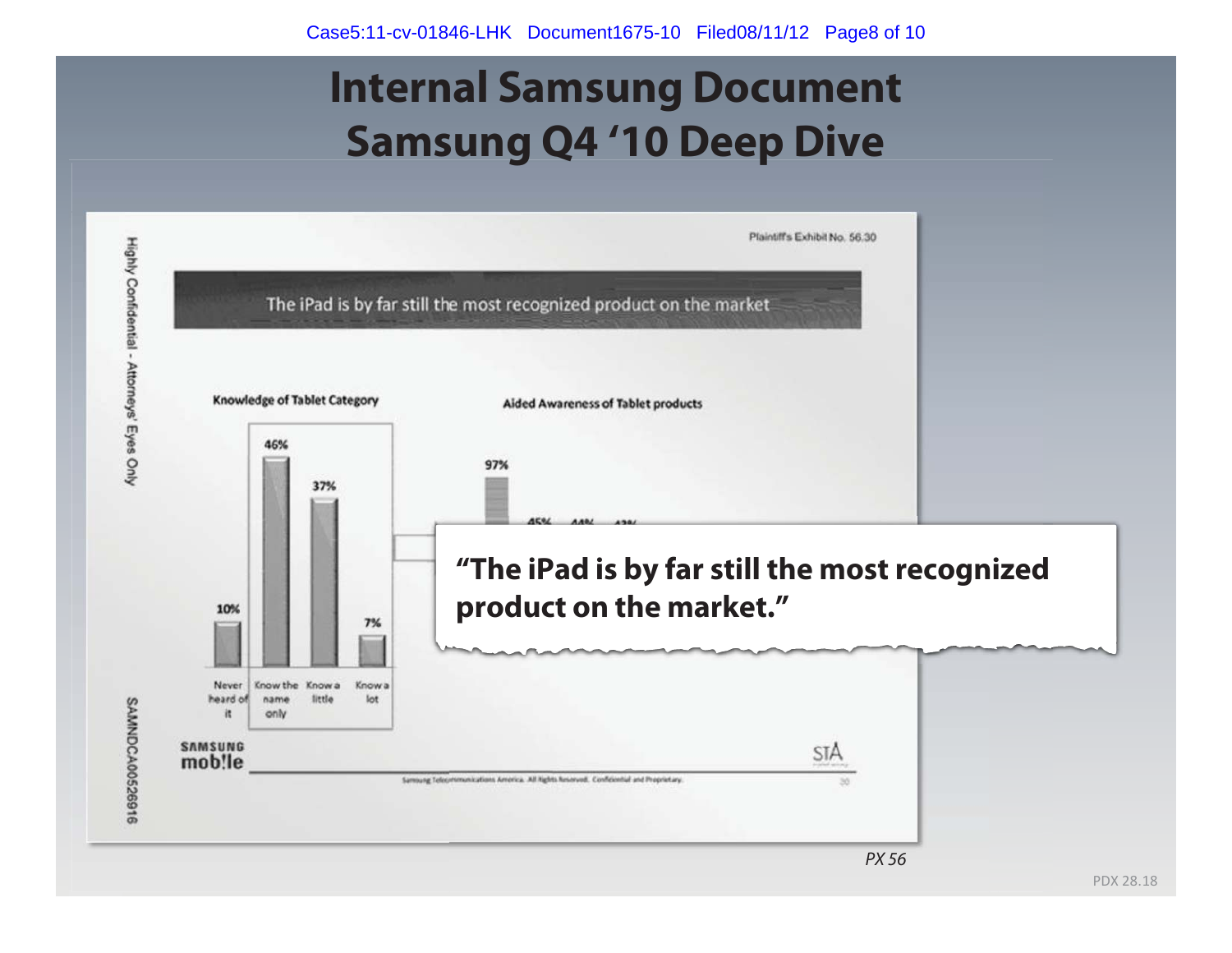# Internal Samsung Document
# Samsung Q4 '10 Deep Dive

Highly Confidential - Attorneys' Eyes Only

Plaintiff's Exhibit No. 56.30

**The iPad is by far still the most recognized product on the market**

**Knowledge of Tablet Category**

| Never heard of it | Know the name only | Know a little | Know a lot |
|---|---|---|---|
| 10% | 46% | 37% | 7% |

**Aided Awareness of Tablet products**

97%

45% 44% 43%

**"The iPad is by far still the most recognized product on the market."**

SAMSUNG mob!le

STA

Samsung Telecommunications America. All Rights Reserved. Confidential and Proprietary.

30

SAMNDCA00526916

*PX 56*

PDX 28.18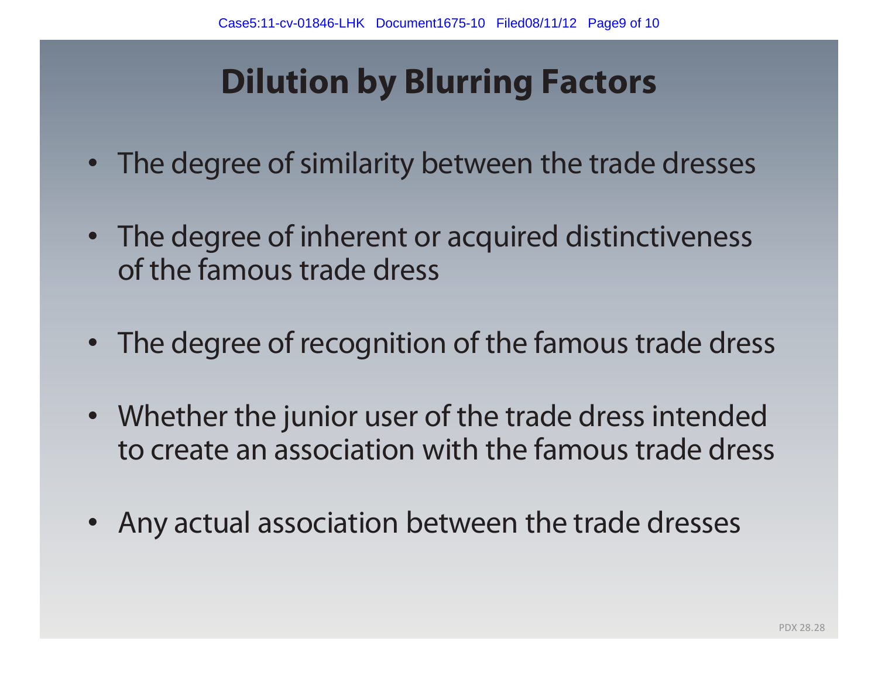# Dilution by Blurring Factors

- The degree of similarity between the trade dresses
- The degree of inherent or acquired distinctiveness of the famous trade dress
- The degree of recognition of the famous trade dress
- Whether the junior user of the trade dress intended to create an association with the famous trade dress
- Any actual association between the trade dresses

PDX 28.28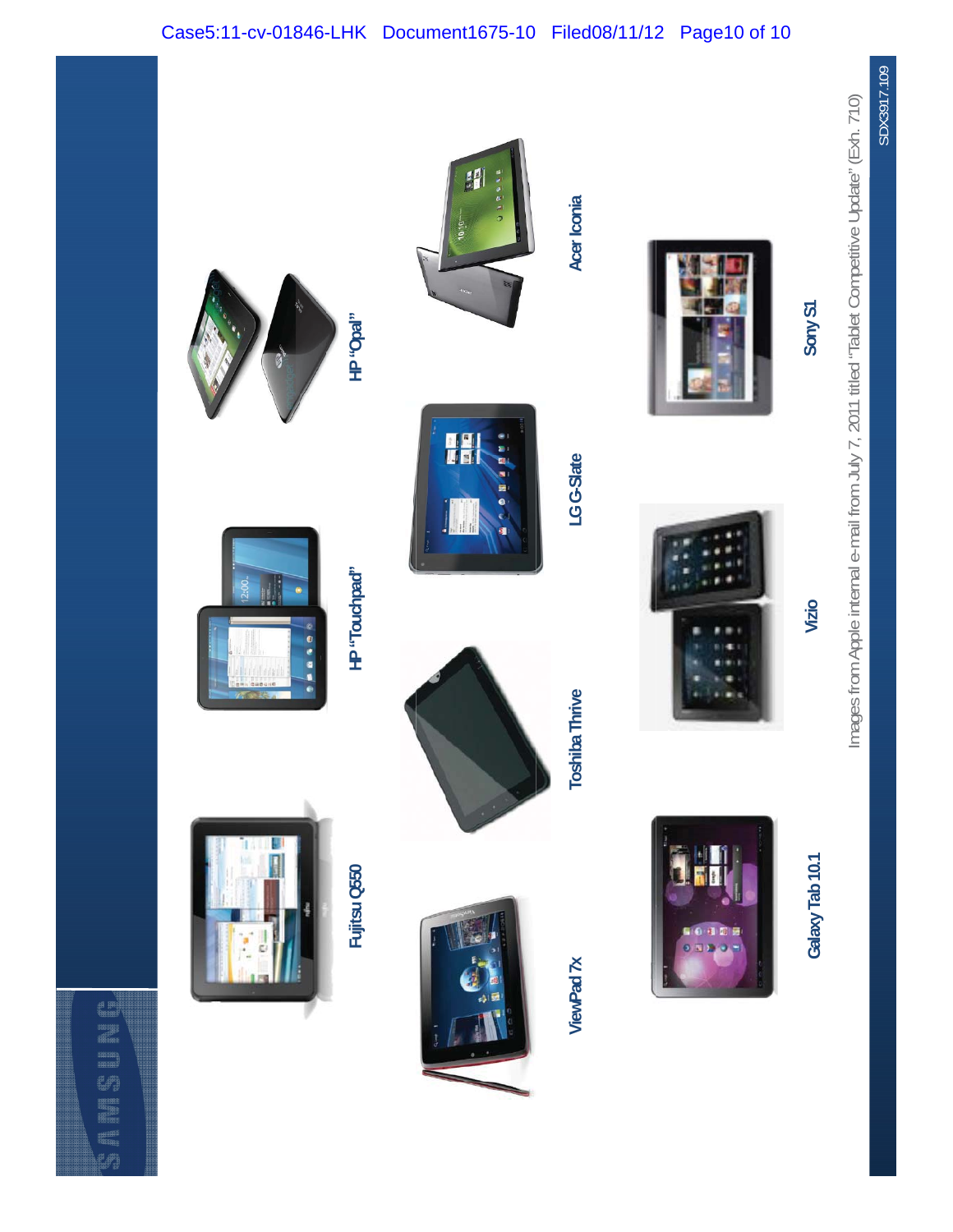Fujitsu Q550

HP "Touchpad"

HP "Opal"

ViewPad 7x

Toshiba Thrive

LG G-Slate

Acer Iconia

Galaxy Tab 10.1

Vizio

Sony S1

Images from Apple internal e-mail from July 7, 2011 titled "Tablet Competitive Update" (Exh. 710)

SDX3917.109